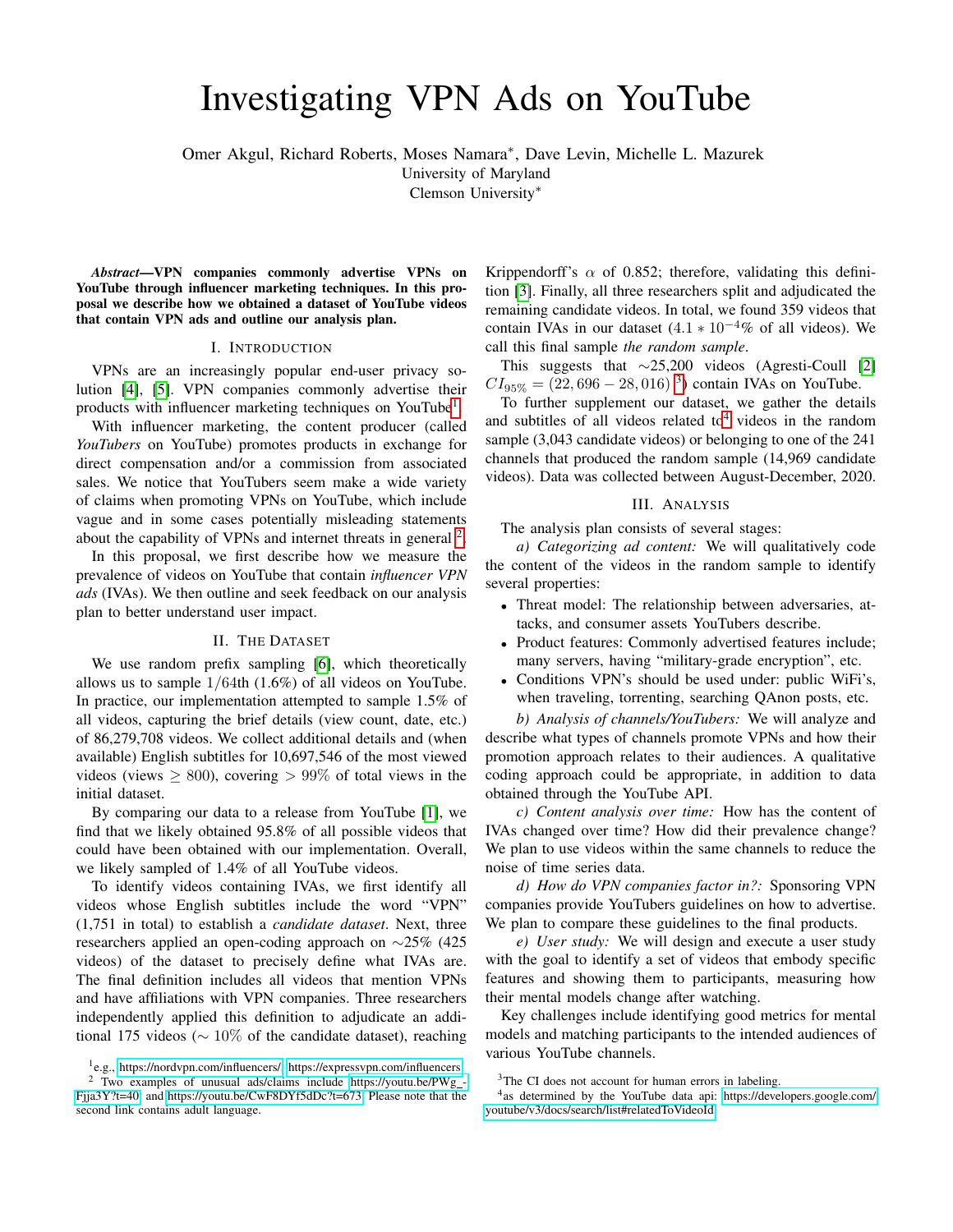# Investigating VPN Ads on YouTube

Omer Akgul, Richard Roberts, Moses Namara*, Dave Levin, Michelle L. Mazurek
University of Maryland
Clemson University*

***Abstract*—VPN companies commonly advertise VPNs on YouTube through influencer marketing techniques. In this proposal we describe how we obtained a dataset of YouTube videos that contain VPN ads and outline our analysis plan.**

## I. Introduction

VPNs are an increasingly popular end-user privacy solution [4], [5]. VPN companies commonly advertise their products with influencer marketing techniques on YouTube[1].

With influencer marketing, the content producer (called *YouTubers* on YouTube) promotes products in exchange for direct compensation and/or a commission from associated sales. We notice that YouTubers seem make a wide variety of claims when promoting VPNs on YouTube, which include vague and in some cases potentially misleading statements about the capability of VPNs and internet threats in general [2].

In this proposal, we first describe how we measure the prevalence of videos on YouTube that contain *influencer VPN ads* (IVAs). We then outline and seek feedback on our analysis plan to better understand user impact.

## II. The Dataset

We use random prefix sampling [6], which theoretically allows us to sample $1/64$th (1.6%) of all videos on YouTube. In practice, our implementation attempted to sample 1.5% of all videos, capturing the brief details (view count, date, etc.) of 86,279,708 videos. We collect additional details and (when available) English subtitles for 10,697,546 of the most viewed videos (views $\geq$ 800), covering $> 99\%$ of total views in the initial dataset.

By comparing our data to a release from YouTube [1], we find that we likely obtained 95.8% of all possible videos that could have been obtained with our implementation. Overall, we likely sampled of 1.4% of all YouTube videos.

To identify videos containing IVAs, we first identify all videos whose English subtitles include the word "VPN" (1,751 in total) to establish a *candidate dataset*. Next, three researchers applied an open-coding approach on ∼25% (425 videos) of the dataset to precisely define what IVAs are. The final definition includes all videos that mention VPNs and have affiliations with VPN companies. Three researchers independently applied this definition to adjudicate an additional 175 videos ($\sim 10\%$ of the candidate dataset), reaching Krippendorff's $\alpha$ of 0.852; therefore, validating this definition [3]. Finally, all three researchers split and adjudicated the remaining candidate videos. In total, we found 359 videos that contain IVAs in our dataset ($4.1 * 10^{-4}\%$ of all videos). We call this final sample *the random sample*.

This suggests that ∼25,200 videos (Agresti-Coull [2] $CI_{95\%} = (22,696 - 28,016)$ [3]) contain IVAs on YouTube.

To further supplement our dataset, we gather the details and subtitles of all videos related to[4] videos in the random sample (3,043 candidate videos) or belonging to one of the 241 channels that produced the random sample (14,969 candidate videos). Data was collected between August-December, 2020.

## III. Analysis

The analysis plan consists of several stages:

*a) Categorizing ad content:* We will qualitatively code the content of the videos in the random sample to identify several properties:

- Threat model: The relationship between adversaries, attacks, and consumer assets YouTubers describe.
- Product features: Commonly advertised features include; many servers, having "military-grade encryption", etc.
- Conditions VPN's should be used under: public WiFi's, when traveling, torrenting, searching QAnon posts, etc.

*b) Analysis of channels/YouTubers:* We will analyze and describe what types of channels promote VPNs and how their promotion approach relates to their audiences. A qualitative coding approach could be appropriate, in addition to data obtained through the YouTube API.

*c) Content analysis over time:* How has the content of IVAs changed over time? How did their prevalence change? We plan to use videos within the same channels to reduce the noise of time series data.

*d) How do VPN companies factor in?:* Sponsoring VPN companies provide YouTubers guidelines on how to advertise. We plan to compare these guidelines to the final products.

*e) User study:* We will design and execute a user study with the goal to identify a set of videos that embody specific features and showing them to participants, measuring how their mental models change after watching.

Key challenges include identifying good metrics for mental models and matching participants to the intended audiences of various YouTube channels.

---

[1] e.g., https://nordvpn.com/influencers/, https://expressvpn.com/influencers

[2] Two examples of unusual ads/claims include https://youtu.be/PWg_-Fjja3Y?t=40 and https://youtu.be/CwF8DYf5dDc?t=673. Please note that the second link contains adult language.

[3] The CI does not account for human errors in labeling.

[4] as determined by the YouTube data api: https://developers.google.com/youtube/v3/docs/search/list#relatedToVideoId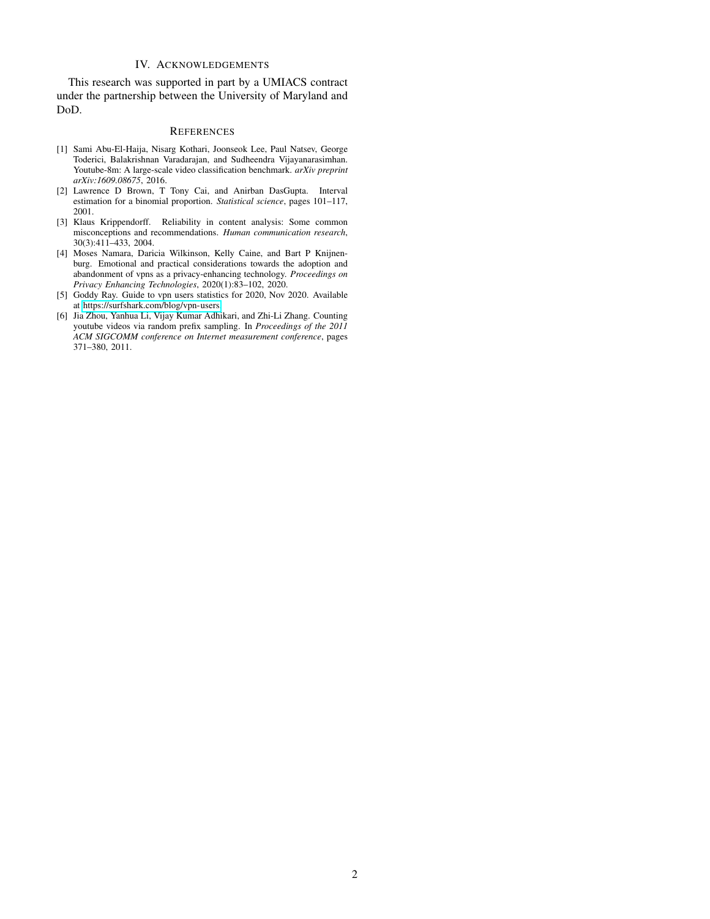## IV. Acknowledgements

This research was supported in part by a UMIACS contract under the partnership between the University of Maryland and DoD.

## References

[1] Sami Abu-El-Haija, Nisarg Kothari, Joonseok Lee, Paul Natsev, George Toderici, Balakrishnan Varadarajan, and Sudheendra Vijayanarasimhan. Youtube-8m: A large-scale video classification benchmark. *arXiv preprint arXiv:1609.08675*, 2016.

[2] Lawrence D Brown, T Tony Cai, and Anirban DasGupta. Interval estimation for a binomial proportion. *Statistical science*, pages 101–117, 2001.

[3] Klaus Krippendorff. Reliability in content analysis: Some common misconceptions and recommendations. *Human communication research*, 30(3):411–433, 2004.

[4] Moses Namara, Daricia Wilkinson, Kelly Caine, and Bart P Knijnenburg. Emotional and practical considerations towards the adoption and abandonment of vpns as a privacy-enhancing technology. *Proceedings on Privacy Enhancing Technologies*, 2020(1):83–102, 2020.

[5] Goddy Ray. Guide to vpn users statistics for 2020, Nov 2020. Available at https://surfshark.com/blog/vpn-users.

[6] Jia Zhou, Yanhua Li, Vijay Kumar Adhikari, and Zhi-Li Zhang. Counting youtube videos via random prefix sampling. In *Proceedings of the 2011 ACM SIGCOMM conference on Internet measurement conference*, pages 371–380, 2011.